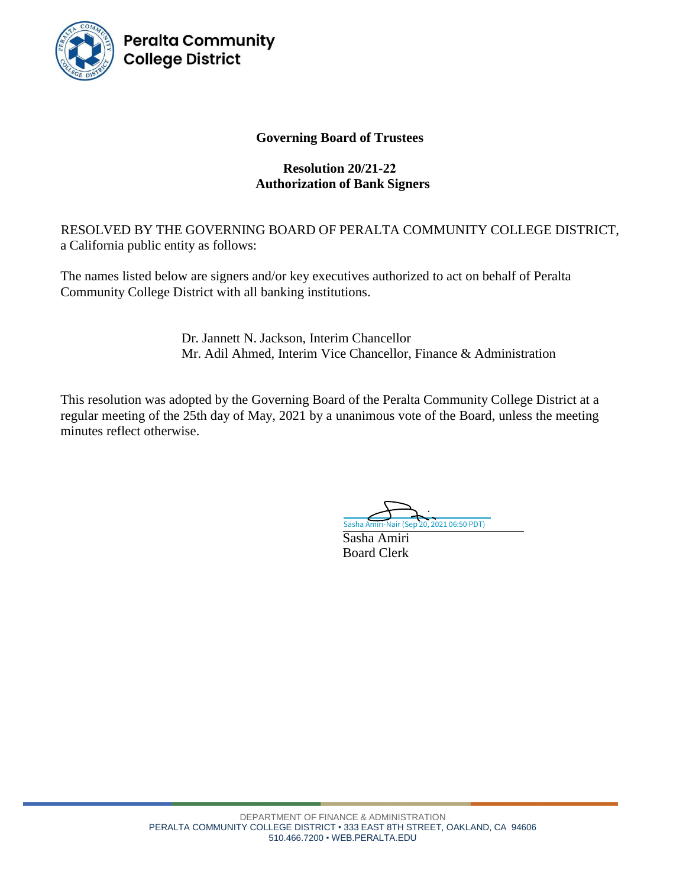Peralta Community College District

**Governing Board of Trustees**

**Resolution 20/21-22**
**Authorization of Bank Signers**

RESOLVED BY THE GOVERNING BOARD OF PERALTA COMMUNITY COLLEGE DISTRICT, a California public entity as follows:

The names listed below are signers and/or key executives authorized to act on behalf of Peralta Community College District with all banking institutions.

Dr. Jannett N. Jackson, Interim Chancellor
Mr. Adil Ahmed, Interim Vice Chancellor, Finance & Administration

This resolution was adopted by the Governing Board of the Peralta Community College District at a regular meeting of the 25th day of May, 2021 by a unanimous vote of the Board, unless the meeting minutes reflect otherwise.

Sasha Amiri-Nair (Sep 20, 2021 06:50 PDT)

Sasha Amiri
Board Clerk

DEPARTMENT OF FINANCE & ADMINISTRATION
PERALTA COMMUNITY COLLEGE DISTRICT • 333 EAST 8TH STREET, OAKLAND, CA 94606
510.466.7200 • WEB.PERALTA.EDU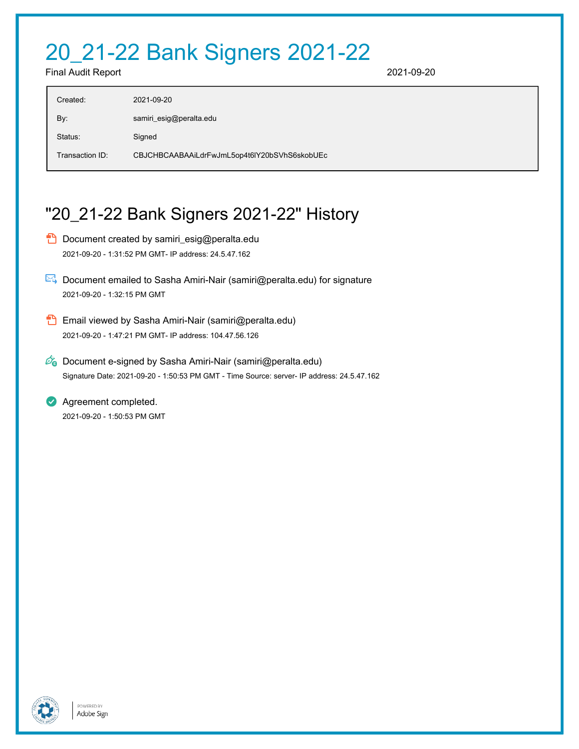# 20_21-22 Bank Signers 2021-22

Final Audit Report 2021-09-20

| | |
|---|---|
| Created: | 2021-09-20 |
| By: | samiri_esig@peralta.edu |
| Status: | Signed |
| Transaction ID: | CBJCHBCAABAAiLdrFwJmL5op4t6lY20bSVhS6skobUEc |

## "20_21-22 Bank Signers 2021-22" History

- Document created by samiri_esig@peralta.edu
  2021-09-20 - 1:31:52 PM GMT- IP address: 24.5.47.162

- Document emailed to Sasha Amiri-Nair (samiri@peralta.edu) for signature
  2021-09-20 - 1:32:15 PM GMT

- Email viewed by Sasha Amiri-Nair (samiri@peralta.edu)
  2021-09-20 - 1:47:21 PM GMT- IP address: 104.47.56.126

- Document e-signed by Sasha Amiri-Nair (samiri@peralta.edu)
  Signature Date: 2021-09-20 - 1:50:53 PM GMT - Time Source: server- IP address: 24.5.47.162

- Agreement completed.
  2021-09-20 - 1:50:53 PM GMT

POWERED BY Adobe Sign